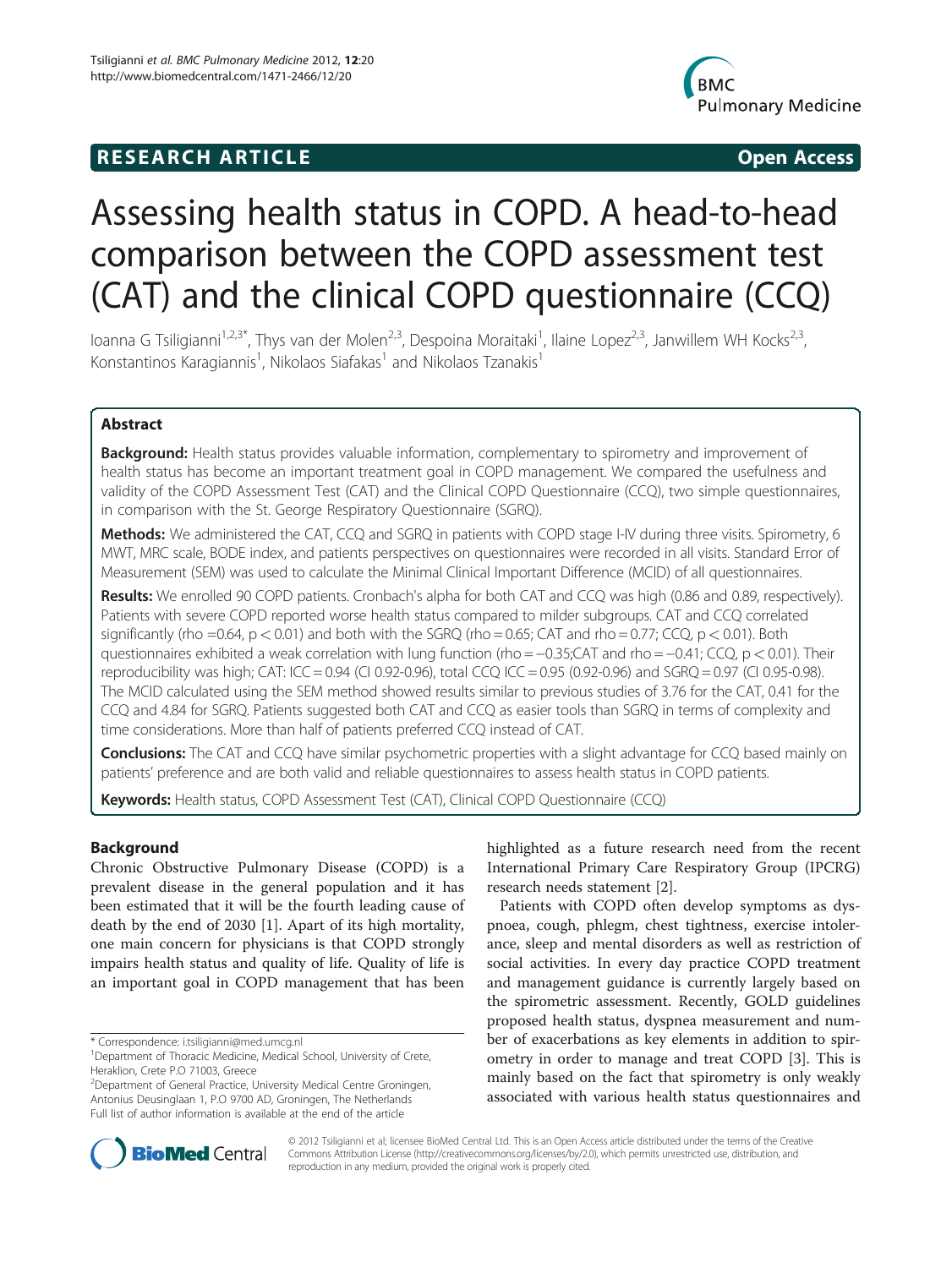**RESEARCH ARTICLE** **Open Access**

# Assessing health status in COPD. A head-to-head comparison between the COPD assessment test (CAT) and the clinical COPD questionnaire (CCQ)

Ioanna G Tsiligianni[1,2,3*], Thys van der Molen[2,3], Despoina Moraitaki[1], Ilaine Lopez[2,3], Janwillem WH Kocks[2,3], Konstantinos Karagiannis[1], Nikolaos Siafakas[1] and Nikolaos Tzanakis[1]

## Abstract

**Background:** Health status provides valuable information, complementary to spirometry and improvement of health status has become an important treatment goal in COPD management. We compared the usefulness and validity of the COPD Assessment Test (CAT) and the Clinical COPD Questionnaire (CCQ), two simple questionnaires, in comparison with the St. George Respiratory Questionnaire (SGRQ).

**Methods:** We administered the CAT, CCQ and SGRQ in patients with COPD stage I-IV during three visits. Spirometry, 6 MWT, MRC scale, BODE index, and patients perspectives on questionnaires were recorded in all visits. Standard Error of Measurement (SEM) was used to calculate the Minimal Clinical Important Difference (MCID) of all questionnaires.

**Results:** We enrolled 90 COPD patients. Cronbach's alpha for both CAT and CCQ was high (0.86 and 0.89, respectively). Patients with severe COPD reported worse health status compared to milder subgroups. CAT and CCQ correlated significantly (rho =0.64, $p < 0.01$) and both with the SGRQ (rho = 0.65; CAT and rho = 0.77; CCQ, $p < 0.01$). Both questionnaires exhibited a weak correlation with lung function (rho = −0.35;CAT and rho = −0.41; CCQ, $p < 0.01$). Their reproducibility was high; CAT: ICC = 0.94 (CI 0.92-0.96), total CCQ ICC = 0.95 (0.92-0.96) and SGRQ = 0.97 (CI 0.95-0.98). The MCID calculated using the SEM method showed results similar to previous studies of 3.76 for the CAT, 0.41 for the CCQ and 4.84 for SGRQ. Patients suggested both CAT and CCQ as easier tools than SGRQ in terms of complexity and time considerations. More than half of patients preferred CCQ instead of CAT.

**Conclusions:** The CAT and CCQ have similar psychometric properties with a slight advantage for CCQ based mainly on patients' preference and are both valid and reliable questionnaires to assess health status in COPD patients.

**Keywords:** Health status, COPD Assessment Test (CAT), Clinical COPD Questionnaire (CCQ)

## Background

Chronic Obstructive Pulmonary Disease (COPD) is a prevalent disease in the general population and it has been estimated that it will be the fourth leading cause of death by the end of 2030 [1]. Apart of its high mortality, one main concern for physicians is that COPD strongly impairs health status and quality of life. Quality of life is an important goal in COPD management that has been highlighted as a future research need from the recent International Primary Care Respiratory Group (IPCRG) research needs statement [2].

Patients with COPD often develop symptoms as dyspnoea, cough, phlegm, chest tightness, exercise intolerance, sleep and mental disorders as well as restriction of social activities. In every day practice COPD treatment and management guidance is currently largely based on the spirometric assessment. Recently, GOLD guidelines proposed health status, dyspnea measurement and number of exacerbations as key elements in addition to spirometry in order to manage and treat COPD [3]. This is mainly based on the fact that spirometry is only weakly associated with various health status questionnaires and

\* Correspondence: i.tsiligianni@med.umcg.nl
[1]Department of Thoracic Medicine, Medical School, University of Crete, Heraklion, Crete P.O 71003, Greece
[2]Department of General Practice, University Medical Centre Groningen, Antonius Deusinglaan 1, P.O 9700 AD, Groningen, The Netherlands
Full list of author information is available at the end of the article

© 2012 Tsiligianni et al; licensee BioMed Central Ltd. This is an Open Access article distributed under the terms of the Creative Commons Attribution License (http://creativecommons.org/licenses/by/2.0), which permits unrestricted use, distribution, and reproduction in any medium, provided the original work is properly cited.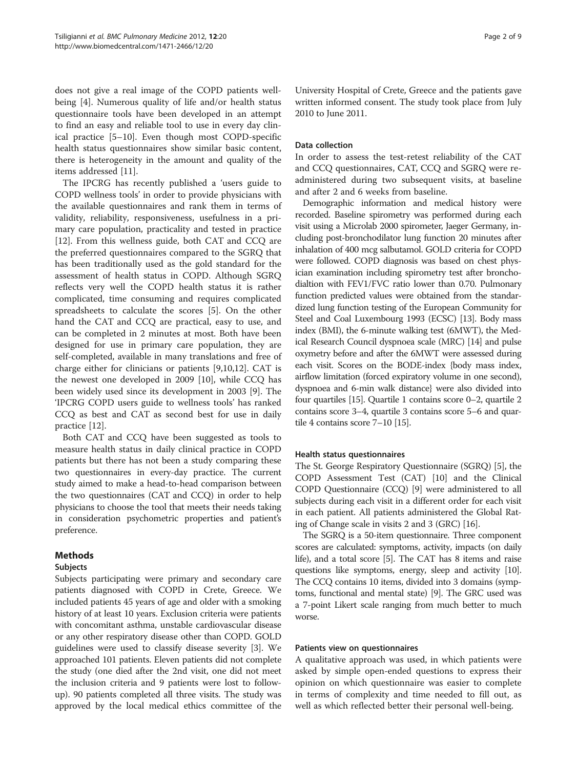does not give a real image of the COPD patients well-being [4]. Numerous quality of life and/or health status questionnaire tools have been developed in an attempt to find an easy and reliable tool to use in every day clinical practice [5–10]. Even though most COPD-specific health status questionnaires show similar basic content, there is heterogeneity in the amount and quality of the items addressed [11].

The IPCRG has recently published a 'users guide to COPD wellness tools' in order to provide physicians with the available questionnaires and rank them in terms of validity, reliability, responsiveness, usefulness in a primary care population, practicality and tested in practice [12]. From this wellness guide, both CAT and CCQ are the preferred questionnaires compared to the SGRQ that has been traditionally used as the gold standard for the assessment of health status in COPD. Although SGRQ reflects very well the COPD health status it is rather complicated, time consuming and requires complicated spreadsheets to calculate the scores [5]. On the other hand the CAT and CCQ are practical, easy to use, and can be completed in 2 minutes at most. Both have been designed for use in primary care population, they are self-completed, available in many translations and free of charge either for clinicians or patients [9,10,12]. CAT is the newest one developed in 2009 [10], while CCQ has been widely used since its development in 2003 [9]. The 'IPCRG COPD users guide to wellness tools' has ranked CCQ as best and CAT as second best for use in daily practice [12].

Both CAT and CCQ have been suggested as tools to measure health status in daily clinical practice in COPD patients but there has not been a study comparing these two questionnaires in every-day practice. The current study aimed to make a head-to-head comparison between the two questionnaires (CAT and CCQ) in order to help physicians to choose the tool that meets their needs taking in consideration psychometric properties and patient's preference.

## Methods

### Subjects

Subjects participating were primary and secondary care patients diagnosed with COPD in Crete, Greece. We included patients 45 years of age and older with a smoking history of at least 10 years. Exclusion criteria were patients with concomitant asthma, unstable cardiovascular disease or any other respiratory disease other than COPD. GOLD guidelines were used to classify disease severity [3]. We approached 101 patients. Eleven patients did not complete the study (one died after the 2nd visit, one did not meet the inclusion criteria and 9 patients were lost to follow-up). 90 patients completed all three visits. The study was approved by the local medical ethics committee of the University Hospital of Crete, Greece and the patients gave written informed consent. The study took place from July 2010 to June 2011.

### Data collection

In order to assess the test-retest reliability of the CAT and CCQ questionnaires, CAT, CCQ and SGRQ were re-administered during two subsequent visits, at baseline and after 2 and 6 weeks from baseline.

Demographic information and medical history were recorded. Baseline spirometry was performed during each visit using a Microlab 2000 spirometer, Jaeger Germany, including post-bronchodilator lung function 20 minutes after inhalation of 400 mcg salbutamol. GOLD criteria for COPD were followed. COPD diagnosis was based on chest physician examination including spirometry test after bronchodialtion with FEV1/FVC ratio lower than 0.70. Pulmonary function predicted values were obtained from the standardized lung function testing of the European Community for Steel and Coal Luxembourg 1993 (ECSC) [13]. Body mass index (BMI), the 6-minute walking test (6MWT), the Medical Research Council dyspnoea scale (MRC) [14] and pulse oxymetry before and after the 6MWT were assessed during each visit. Scores on the BODE-index {body mass index, airflow limitation (forced expiratory volume in one second), dyspnoea and 6-min walk distance} were also divided into four quartiles [15]. Quartile 1 contains score 0–2, quartile 2 contains score 3–4, quartile 3 contains score 5–6 and quartile 4 contains score 7–10 [15].

### Health status questionnaires

The St. George Respiratory Questionnaire (SGRQ) [5], the COPD Assessment Test (CAT) [10] and the Clinical COPD Questionnaire (CCQ) [9] were administered to all subjects during each visit in a different order for each visit in each patient. All patients administered the Global Rating of Change scale in visits 2 and 3 (GRC) [16].

The SGRQ is a 50-item questionnaire. Three component scores are calculated: symptoms, activity, impacts (on daily life), and a total score [5]. The CAT has 8 items and raise questions like symptoms, energy, sleep and activity [10]. The CCQ contains 10 items, divided into 3 domains (symptoms, functional and mental state) [9]. The GRC used was a 7-point Likert scale ranging from much better to much worse.

### Patients view on questionnaires

A qualitative approach was used, in which patients were asked by simple open-ended questions to express their opinion on which questionnaire was easier to complete in terms of complexity and time needed to fill out, as well as which reflected better their personal well-being.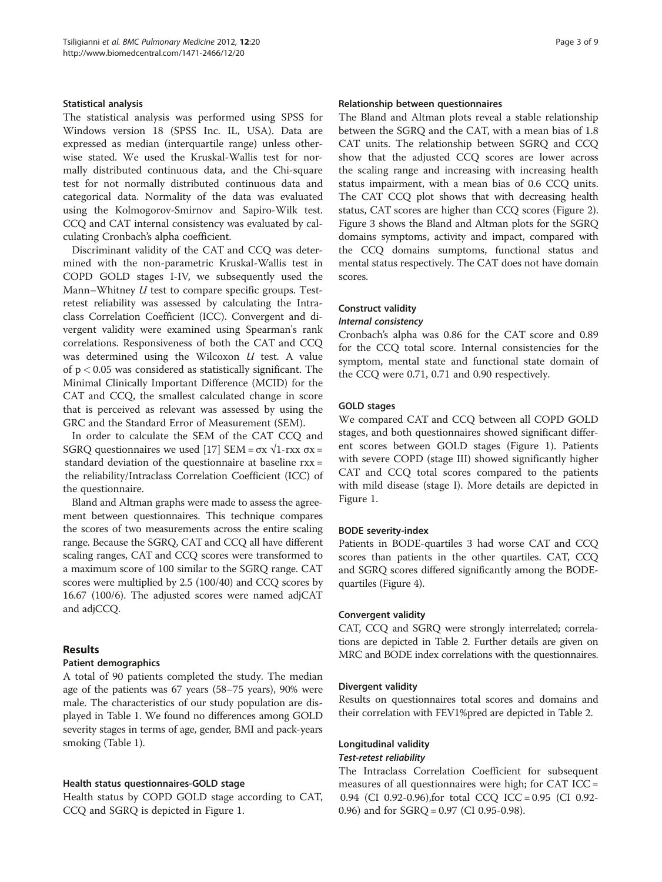### Statistical analysis

The statistical analysis was performed using SPSS for Windows version 18 (SPSS Inc. IL, USA). Data are expressed as median (interquartile range) unless otherwise stated. We used the Kruskal-Wallis test for normally distributed continuous data, and the Chi-square test for not normally distributed continuous data and categorical data. Normality of the data was evaluated using the Kolmogorov-Smirnov and Sapiro-Wilk test. CCQ and CAT internal consistency was evaluated by calculating Cronbach's alpha coefficient.

Discriminant validity of the CAT and CCQ was determined with the non-parametric Kruskal-Wallis test in COPD GOLD stages I-IV, we subsequently used the Mann–Whitney *U* test to compare specific groups. Test-retest reliability was assessed by calculating the Intraclass Correlation Coefficient (ICC). Convergent and divergent validity were examined using Spearman's rank correlations. Responsiveness of both the CAT and CCQ was determined using the Wilcoxon *U* test. A value of $p < 0.05$ was considered as statistically significant. The Minimal Clinically Important Difference (MCID) for the CAT and CCQ, the smallest calculated change in score that is perceived as relevant was assessed by using the GRC and the Standard Error of Measurement (SEM).

In order to calculate the SEM of the CAT CCQ and SGRQ questionnaires we used [17] $SEM = \sigma x \sqrt{1 - rxx}$ $\sigma x$ = standard deviation of the questionnaire at baseline rxx = the reliability/Intraclass Correlation Coefficient (ICC) of the questionnaire.

Bland and Altman graphs were made to assess the agreement between questionnaires. This technique compares the scores of two measurements across the entire scaling range. Because the SGRQ, CAT and CCQ all have different scaling ranges, CAT and CCQ scores were transformed to a maximum score of 100 similar to the SGRQ range. CAT scores were multiplied by 2.5 (100/40) and CCQ scores by 16.67 (100/6). The adjusted scores were named adjCAT and adjCCQ.

## Results

### Patient demographics

A total of 90 patients completed the study. The median age of the patients was 67 years (58–75 years), 90% were male. The characteristics of our study population are displayed in Table 1. We found no differences among GOLD severity stages in terms of age, gender, BMI and pack-years smoking (Table 1).

### Health status questionnaires-GOLD stage

Health status by COPD GOLD stage according to CAT, CCQ and SGRQ is depicted in Figure 1.

### Relationship between questionnaires

The Bland and Altman plots reveal a stable relationship between the SGRQ and the CAT, with a mean bias of 1.8 CAT units. The relationship between SGRQ and CCQ show that the adjusted CCQ scores are lower across the scaling range and increasing with increasing health status impairment, with a mean bias of 0.6 CCQ units. The CAT CCQ plot shows that with decreasing health status, CAT scores are higher than CCQ scores (Figure 2). Figure 3 shows the Bland and Altman plots for the SGRQ domains symptoms, activity and impact, compared with the CCQ domains sumptoms, functional status and mental status respectively. The CAT does not have domain scores.

### Construct validity

#### *Internal consistency*

Cronbach's alpha was 0.86 for the CAT score and 0.89 for the CCQ total score. Internal consistencies for the symptom, mental state and functional state domain of the CCQ were 0.71, 0.71 and 0.90 respectively.

### GOLD stages

We compared CAT and CCQ between all COPD GOLD stages, and both questionnaires showed significant different scores between GOLD stages (Figure 1). Patients with severe COPD (stage III) showed significantly higher CAT and CCQ total scores compared to the patients with mild disease (stage I). More details are depicted in Figure 1.

### BODE severity-index

Patients in BODE-quartiles 3 had worse CAT and CCQ scores than patients in the other quartiles. CAT, CCQ and SGRQ scores differed significantly among the BODE-quartiles (Figure 4).

### Convergent validity

CAT, CCQ and SGRQ were strongly interrelated; correlations are depicted in Table 2. Further details are given on MRC and BODE index correlations with the questionnaires.

### Divergent validity

Results on questionnaires total scores and domains and their correlation with FEV1%pred are depicted in Table 2.

### Longitudinal validity

#### *Test-retest reliability*

The Intraclass Correlation Coefficient for subsequent measures of all questionnaires were high; for CAT ICC = 0.94 (CI 0.92-0.96),for total CCQ ICC = 0.95 (CI 0.92-0.96) and for SGRQ = 0.97 (CI 0.95-0.98).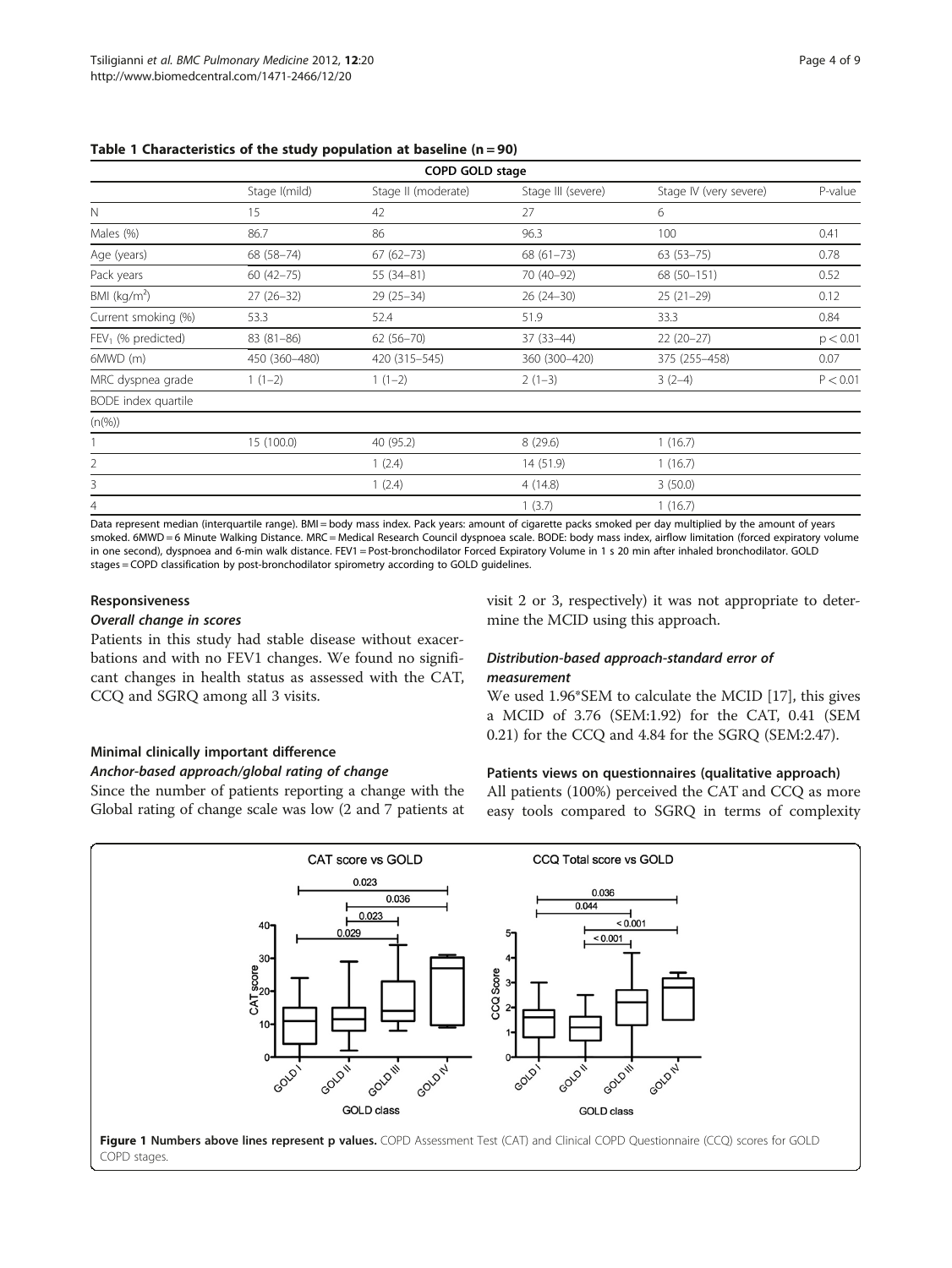**Table 1 Characteristics of the study population at baseline (n = 90)**

| | COPD GOLD stage | | | | |
|---|---|---|---|---|---|
| | Stage I(mild) | Stage II (moderate) | Stage III (severe) | Stage IV (very severe) | P-value |
| N | 15 | 42 | 27 | 6 | |
| Males (%) | 86.7 | 86 | 96.3 | 100 | 0.41 |
| Age (years) | 68 (58–74) | 67 (62–73) | 68 (61–73) | 63 (53–75) | 0.78 |
| Pack years | 60 (42–75) | 55 (34–81) | 70 (40–92) | 68 (50–151) | 0.52 |
| BMI (kg/m$^2$) | 27 (26–32) | 29 (25–34) | 26 (24–30) | 25 (21–29) | 0.12 |
| Current smoking (%) | 53.3 | 52.4 | 51.9 | 33.3 | 0.84 |
| $FEV_1$ (% predicted) | 83 (81–86) | 62 (56–70) | 37 (33–44) | 22 (20–27) | $p < 0.01$ |
| 6MWD (m) | 450 (360–480) | 420 (315–545) | 360 (300–420) | 375 (255–458) | 0.07 |
| MRC dyspnea grade | 1 (1–2) | 1 (1–2) | 2 (1–3) | 3 (2–4) | $P < 0.01$ |
| BODE index quartile | | | | | |
| (n(%)) | | | | | |
| 1 | 15 (100.0) | 40 (95.2) | 8 (29.6) | 1 (16.7) | |
| 2 | | 1 (2.4) | 14 (51.9) | 1 (16.7) | |
| 3 | | 1 (2.4) | 4 (14.8) | 3 (50.0) | |
| 4 | | | 1 (3.7) | 1 (16.7) | |

Data represent median (interquartile range). BMI = body mass index. Pack years: amount of cigarette packs smoked per day multiplied by the amount of years smoked. 6MWD = 6 Minute Walking Distance. MRC = Medical Research Council dyspnoea scale. BODE: body mass index, airflow limitation (forced expiratory volume in one second), dyspnoea and 6-min walk distance. FEV1 = Post-bronchodilator Forced Expiratory Volume in 1 s 20 min after inhaled bronchodilator. GOLD stages = COPD classification by post-bronchodilator spirometry according to GOLD guidelines.

### Responsiveness

#### *Overall change in scores*

Patients in this study had stable disease without exacerbations and with no FEV1 changes. We found no significant changes in health status as assessed with the CAT, CCQ and SGRQ among all 3 visits.

### Minimal clinically important difference

#### *Anchor-based approach/global rating of change*

Since the number of patients reporting a change with the Global rating of change scale was low (2 and 7 patients at visit 2 or 3, respectively) it was not appropriate to determine the MCID using this approach.

#### *Distribution-based approach-standard error of measurement*

We used 1.96*SEM to calculate the MCID [17], this gives a MCID of 3.76 (SEM:1.92) for the CAT, 0.41 (SEM 0.21) for the CCQ and 4.84 for the SGRQ (SEM:2.47).

### Patients views on questionnaires (qualitative approach)

All patients (100%) perceived the CAT and CCQ as more easy tools compared to SGRQ in terms of complexity

**Figure 1 Numbers above lines represent p values.** COPD Assessment Test (CAT) and Clinical COPD Questionnaire (CCQ) scores for GOLD COPD stages.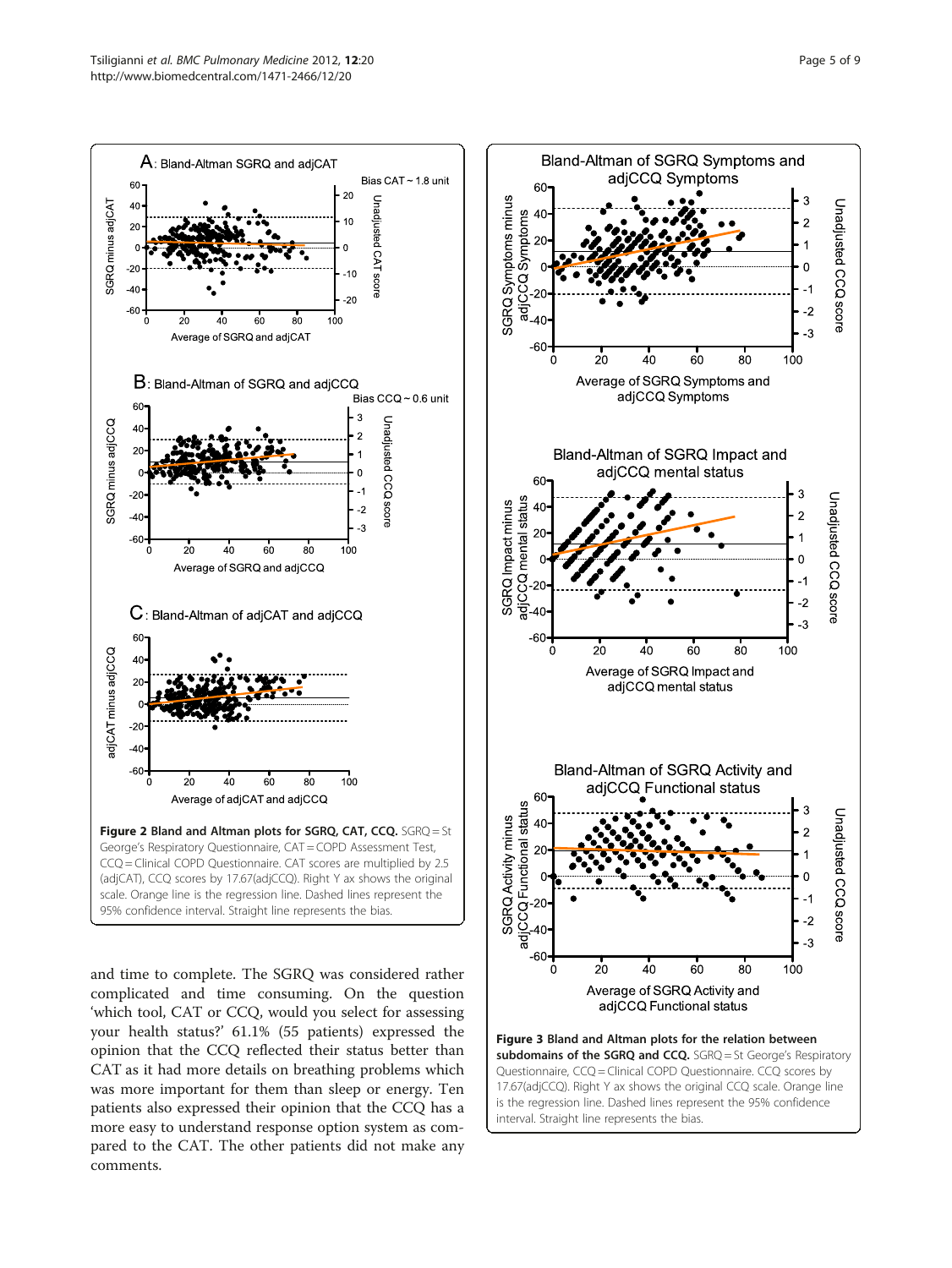**Figure 2 Bland and Altman plots for SGRQ, CAT, CCQ.** SGRQ = St George's Respiratory Questionnaire, CAT = COPD Assessment Test, CCQ = Clinical COPD Questionnaire. CAT scores are multiplied by 2.5 (adjCAT), CCQ scores by 17.67(adjCCQ). Right Y ax shows the original scale. Orange line is the regression line. Dashed lines represent the 95% confidence interval. Straight line represents the bias.

and time to complete. The SGRQ was considered rather complicated and time consuming. On the question 'which tool, CAT or CCQ, would you select for assessing your health status?' 61.1% (55 patients) expressed the opinion that the CCQ reflected their status better than CAT as it had more details on breathing problems which was more important for them than sleep or energy. Ten patients also expressed their opinion that the CCQ has a more easy to understand response option system as compared to the CAT. The other patients did not make any comments.

**Figure 3 Bland and Altman plots for the relation between subdomains of the SGRQ and CCQ.** SGRQ = St George's Respiratory Questionnaire, CCQ = Clinical COPD Questionnaire. CCQ scores by 17.67(adjCCQ). Right Y ax shows the original CCQ scale. Orange line is the regression line. Dashed lines represent the 95% confidence interval. Straight line represents the bias.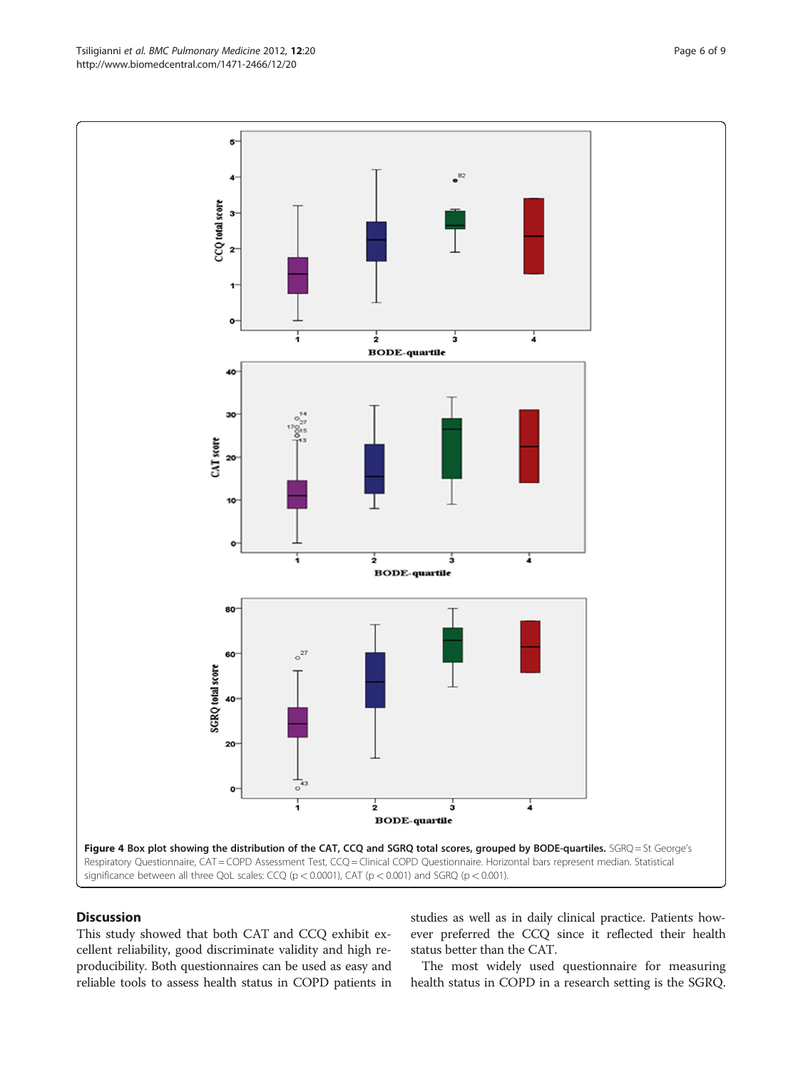**Figure 4 Box plot showing the distribution of the CAT, CCQ and SGRQ total scores, grouped by BODE-quartiles.** SGRQ = St George's Respiratory Questionnaire, CAT = COPD Assessment Test, CCQ = Clinical COPD Questionnaire. Horizontal bars represent median. Statistical significance between all three QoL scales: CCQ ($p < 0.0001$), CAT ($p < 0.001$) and SGRQ ($p < 0.001$).

## Discussion

This study showed that both CAT and CCQ exhibit excellent reliability, good discriminate validity and high reproducibility. Both questionnaires can be used as easy and reliable tools to assess health status in COPD patients in studies as well as in daily clinical practice. Patients however preferred the CCQ since it reflected their health status better than the CAT.

The most widely used questionnaire for measuring health status in COPD in a research setting is the SGRQ.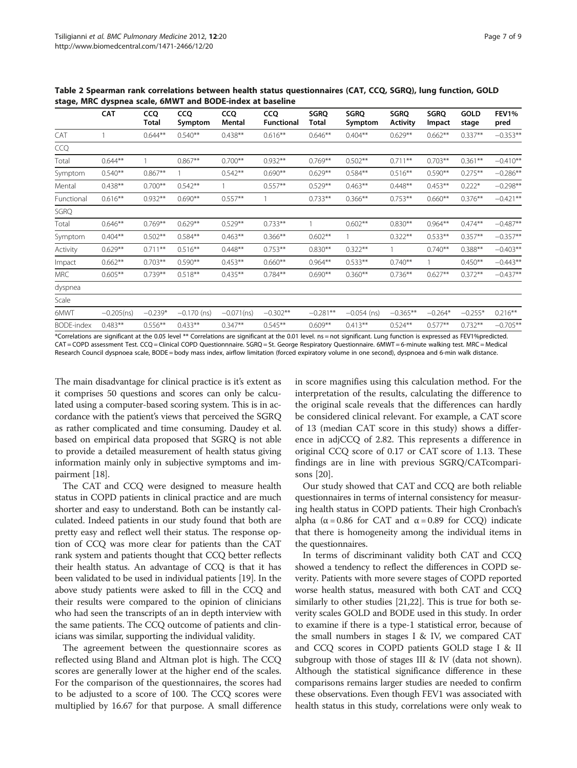**Table 2 Spearman rank correlations between health status questionnaires (CAT, CCQ, SGRQ), lung function, GOLD stage, MRC dyspnea scale, 6MWT and BODE-index at baseline**

| | CAT | CCQ Total | CCQ Symptom | CCQ Mental | CCQ Functional | SGRQ Total | SGRQ Symptom | SGRQ Activity | SGRQ Impact | GOLD stage | FEV1% pred |
|---|---|---|---|---|---|---|---|---|---|---|---|
| CAT | 1 | 0.644** | 0.540** | 0.438** | 0.616** | 0.646** | 0.404** | 0.629** | 0.662** | 0.337** | −0.353** |
| CCQ | | | | | | | | | | | |
| Total | 0.644** | 1 | 0.867** | 0.700** | 0.932** | 0.769** | 0.502** | 0.711** | 0.703** | 0.361** | −0.410** |
| Symptom | 0.540** | 0.867** | 1 | 0.542** | 0.690** | 0.629** | 0.584** | 0.516** | 0.590** | 0.275** | −0.286** |
| Mental | 0.438** | 0.700** | 0.542** | 1 | 0.557** | 0.529** | 0.463** | 0.448** | 0.453** | 0.222* | −0.298** |
| Functional | 0.616** | 0.932** | 0.690** | 0.557** | 1 | 0.733** | 0.366** | 0.753** | 0.660** | 0.376** | −0.421** |
| SGRQ | | | | | | | | | | | |
| Total | 0.646** | 0.769** | 0.629** | 0.529** | 0.733** | 1 | 0.602** | 0.830** | 0.964** | 0.474** | −0.487** |
| Symptom | 0.404** | 0.502** | 0.584** | 0.463** | 0.366** | 0.602** | 1 | 0.322** | 0.533** | 0.357** | −0.357** |
| Activity | 0.629** | 0.711** | 0.516** | 0.448** | 0.753** | 0.830** | 0.322** | 1 | 0.740** | 0.388** | −0.403** |
| Impact | 0.662** | 0.703** | 0.590** | 0.453** | 0.660** | 0.964** | 0.533** | 0.740** | 1 | 0.450** | −0.443** |
| MRC dyspnea Scale | 0.605** | 0.739** | 0.518** | 0.435** | 0.784** | 0.690** | 0.360** | 0.736** | 0.627** | 0.372** | −0.437** |
| 6MWT | −0.205(ns) | −0.239* | −0.170 (ns) | −0.071(ns) | −0.302** | −0.281** | −0.054 (ns) | −0.365** | −0.264* | −0.255* | 0.216** |
| BODE-index | 0.483** | 0.556** | 0.433** | 0.347** | 0.545** | 0.609** | 0.413** | 0.524** | 0.577** | 0.732** | −0.705** |

*Correlations are significant at the 0.05 level ** Correlations are significant at the 0.01 level. ns = not significant. Lung function is expressed as FEV1%predicted. CAT = COPD assessment Test. CCQ = Clinical COPD Questionnnaire. SGRQ = St. George Respiratory Questionnaire. 6MWT = 6-minute walking test. MRC = Medical Research Council dyspnoea scale, BODE = body mass index, airflow limitation (forced expiratory volume in one second), dyspnoea and 6-min walk distance.

The main disadvantage for clinical practice is it's extent as it comprises 50 questions and scores can only be calculated using a computer-based scoring system. This is in accordance with the patient's views that perceived the SGRQ as rather complicated and time consuming. Daudey et al. based on empirical data proposed that SGRQ is not able to provide a detailed measurement of health status giving information mainly only in subjective symptoms and impairment [18].

The CAT and CCQ were designed to measure health status in COPD patients in clinical practice and are much shorter and easy to understand. Both can be instantly calculated. Indeed patients in our study found that both are pretty easy and reflect well their status. The response option of CCQ was more clear for patients than the CAT rank system and patients thought that CCQ better reflects their health status. An advantage of CCQ is that it has been validated to be used in individual patients [19]. In the above study patients were asked to fill in the CCQ and their results were compared to the opinion of clinicians who had seen the transcripts of an in depth interview with the same patients. The CCQ outcome of patients and clinicians was similar, supporting the individual validity.

The agreement between the questionnaire scores as reflected using Bland and Altman plot is high. The CCQ scores are generally lower at the higher end of the scales. For the comparison of the questionnaires, the scores had to be adjusted to a score of 100. The CCQ scores were multiplied by 16.67 for that purpose. A small difference in score magnifies using this calculation method. For the interpretation of the results, calculating the difference to the original scale reveals that the differences can hardly be considered clinical relevant. For example, a CAT score of 13 (median CAT score in this study) shows a difference in adjCCQ of 2.82. This represents a difference in original CCQ score of 0.17 or CAT score of 1.13. These findings are in line with previous SGRQ/CATcomparisons [20].

Our study showed that CAT and CCQ are both reliable questionnaires in terms of internal consistency for measuring health status in COPD patients. Their high Cronbach's alpha ($\alpha = 0.86$ for CAT and $\alpha = 0.89$ for CCQ) indicate that there is homogeneity among the individual items in the questionnaires.

In terms of discriminant validity both CAT and CCQ showed a tendency to reflect the differences in COPD severity. Patients with more severe stages of COPD reported worse health status, measured with both CAT and CCQ similarly to other studies [21,22]. This is true for both severity scales GOLD and BODE used in this study. In order to examine if there is a type-1 statistical error, because of the small numbers in stages I & IV, we compared CAT and CCQ scores in COPD patients GOLD stage I & II subgroup with those of stages III & IV (data not shown). Although the statistical significance difference in these comparisons remains larger studies are needed to confirm these observations. Even though FEV1 was associated with health status in this study, correlations were only weak to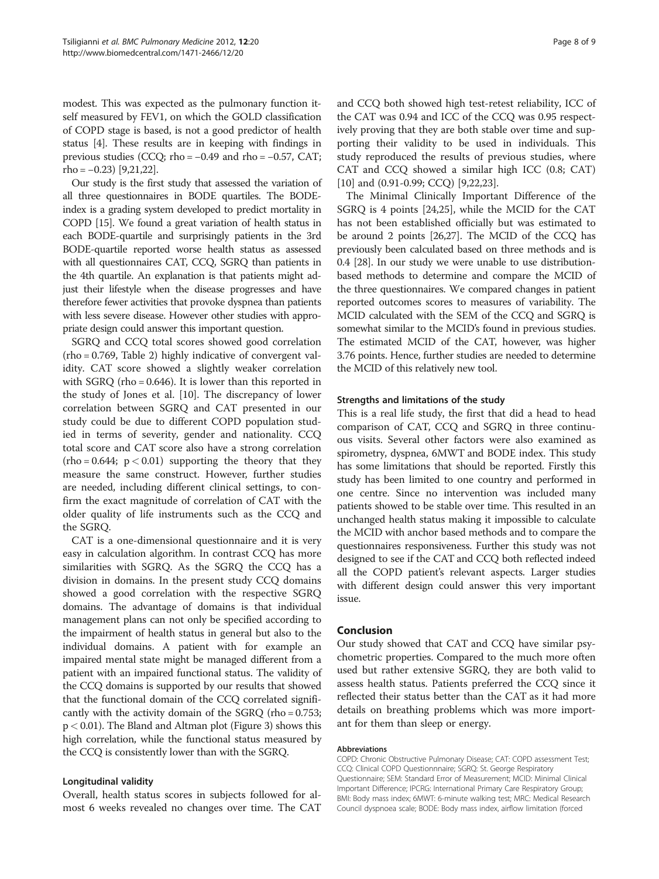modest. This was expected as the pulmonary function itself measured by FEV1, on which the GOLD classification of COPD stage is based, is not a good predictor of health status [4]. These results are in keeping with findings in previous studies (CCQ; rho = −0.49 and rho = −0.57, CAT; rho = −0.23) [9,21,22].

Our study is the first study that assessed the variation of all three questionnaires in BODE quartiles. The BODE-index is a grading system developed to predict mortality in COPD [15]. We found a great variation of health status in each BODE-quartile and surprisingly patients in the 3rd BODE-quartile reported worse health status as assessed with all questionnaires CAT, CCQ, SGRQ than patients in the 4th quartile. An explanation is that patients might adjust their lifestyle when the disease progresses and have therefore fewer activities that provoke dyspnea than patients with less severe disease. However other studies with appropriate design could answer this important question.

SGRQ and CCQ total scores showed good correlation (rho = 0.769, Table 2) highly indicative of convergent validity. CAT score showed a slightly weaker correlation with SGRQ (rho = 0.646). It is lower than this reported in the study of Jones et al. [10]. The discrepancy of lower correlation between SGRQ and CAT presented in our study could be due to different COPD population studied in terms of severity, gender and nationality. CCQ total score and CAT score also have a strong correlation (rho = 0.644; $p < 0.01$) supporting the theory that they measure the same construct. However, further studies are needed, including different clinical settings, to confirm the exact magnitude of correlation of CAT with the older quality of life instruments such as the CCQ and the SGRQ.

CAT is a one-dimensional questionnaire and it is very easy in calculation algorithm. In contrast CCQ has more similarities with SGRQ. As the SGRQ the CCQ has a division in domains. In the present study CCQ domains showed a good correlation with the respective SGRQ domains. The advantage of domains is that individual management plans can not only be specified according to the impairment of health status in general but also to the individual domains. A patient with for example an impaired mental state might be managed different from a patient with an impaired functional status. The validity of the CCQ domains is supported by our results that showed that the functional domain of the CCQ correlated significantly with the activity domain of the SGRQ (rho = 0.753; $p < 0.01$). The Bland and Altman plot (Figure 3) shows this high correlation, while the functional status measured by the CCQ is consistently lower than with the SGRQ.

### Longitudinal validity

Overall, health status scores in subjects followed for almost 6 weeks revealed no changes over time. The CAT and CCQ both showed high test-retest reliability, ICC of the CAT was 0.94 and ICC of the CCQ was 0.95 respectively proving that they are both stable over time and supporting their validity to be used in individuals. This study reproduced the results of previous studies, where CAT and CCQ showed a similar high ICC (0.8; CAT) [10] and (0.91-0.99; CCQ) [9,22,23].

The Minimal Clinically Important Difference of the SGRQ is 4 points [24,25], while the MCID for the CAT has not been established officially but was estimated to be around 2 points [26,27]. The MCID of the CCQ has previously been calculated based on three methods and is 0.4 [28]. In our study we were unable to use distribution-based methods to determine and compare the MCID of the three questionnaires. We compared changes in patient reported outcomes scores to measures of variability. The MCID calculated with the SEM of the CCQ and SGRQ is somewhat similar to the MCID's found in previous studies. The estimated MCID of the CAT, however, was higher 3.76 points. Hence, further studies are needed to determine the MCID of this relatively new tool.

### Strengths and limitations of the study

This is a real life study, the first that did a head to head comparison of CAT, CCQ and SGRQ in three continuous visits. Several other factors were also examined as spirometry, dyspnea, 6MWT and BODE index. This study has some limitations that should be reported. Firstly this study has been limited to one country and performed in one centre. Since no intervention was included many patients showed to be stable over time. This resulted in an unchanged health status making it impossible to calculate the MCID with anchor based methods and to compare the questionnaires responsiveness. Further this study was not designed to see if the CAT and CCQ both reflected indeed all the COPD patient's relevant aspects. Larger studies with different design could answer this very important issue.

## Conclusion

Our study showed that CAT and CCQ have similar psychometric properties. Compared to the much more often used but rather extensive SGRQ, they are both valid to assess health status. Patients preferred the CCQ since it reflected their status better than the CAT as it had more details on breathing problems which was more important for them than sleep or energy.

#### Abbreviations

COPD: Chronic Obstructive Pulmonary Disease; CAT: COPD assessment Test; CCQ: Clinical COPD Questionnnaire; SGRQ: St. George Respiratory Questionnaire; SEM: Standard Error of Measurement; MCID: Minimal Clinical Important Difference; IPCRG: International Primary Care Respiratory Group; BMI: Body mass index; 6MWT: 6-minute walking test; MRC: Medical Research Council dyspnoea scale; BODE: Body mass index, airflow limitation (forced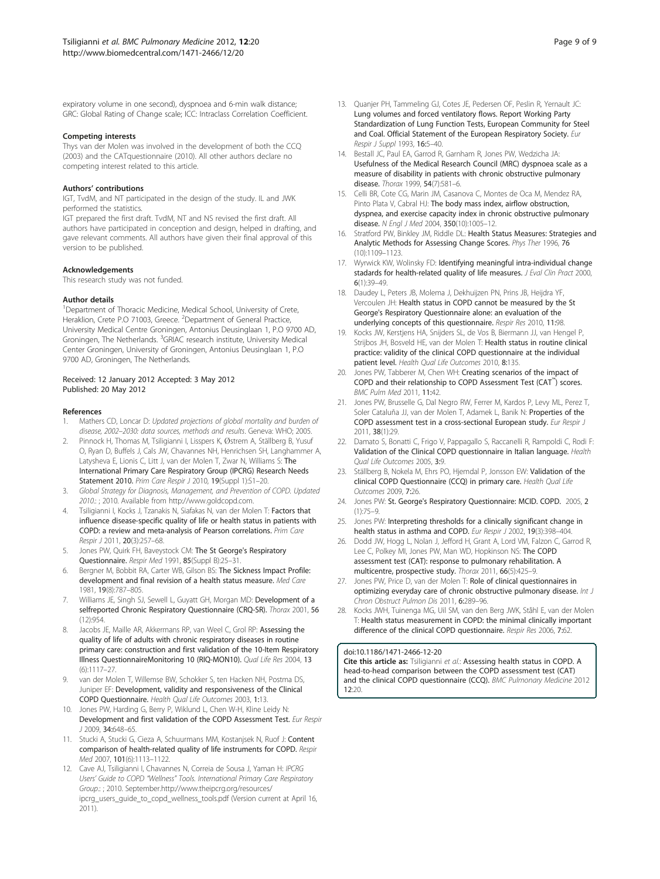expiratory volume in one second), dyspnoea and 6-min walk distance; GRC: Global Rating of Change scale; ICC: Intraclass Correlation Coefficient.

### Competing interests

Thys van der Molen was involved in the development of both the CCQ (2003) and the CATquestionnaire (2010). All other authors declare no competing interest related to this article.

### Authors' contributions

IGT, TvdM, and NT participated in the design of the study. IL and JWK performed the statistics.

IGT prepared the first draft. TvdM, NT and NS revised the first draft. All authors have participated in conception and design, helped in drafting, and gave relevant comments. All authors have given their final approval of this version to be published.

### Acknowledgements

This research study was not funded.

### Author details

[1]Department of Thoracic Medicine, Medical School, University of Crete, Heraklion, Crete P.O 71003, Greece. [2]Department of General Practice, University Medical Centre Groningen, Antonius Deusinglaan 1, P.O 9700 AD, Groningen, The Netherlands. [3]GRIAC research institute, University Medical Center Groningen, University of Groningen, Antonius Deusinglaan 1, P.O 9700 AD, Groningen, The Netherlands.

Received: 12 January 2012 Accepted: 3 May 2012
Published: 20 May 2012

### References

1. Mathers CD, Loncar D: *Updated projections of global mortality and burden of disease, 2002–2030: data sources, methods and results*. Geneva: WHO; 2005.
2. Pinnock H, Thomas M, Tsiligianni I, Lisspers K, Østrem A, Ställberg B, Yusuf O, Ryan D, Buffels J, Cals JW, Chavannes NH, Henrichsen SH, Langhammer A, Latysheva E, Lionis C, Litt J, van der Molen T, Zwar N, Williams S: **The International Primary Care Respiratory Group (IPCRG) Research Needs Statement 2010.** *Prim Care Respir J* 2010, **19**(Suppl 1):S1–20.
3. *Global Strategy for Diagnosis, Management, and Prevention of COPD. Updated 2010.*: ; 2010. Available from http://www.goldcopd.com.
4. Tsiligianni I, Kocks J, Tzanakis N, Siafakas N, van der Molen T: **Factors that influence disease-specific quality of life or health status in patients with COPD: a review and meta-analysis of Pearson correlations.** *Prim Care Respir J* 2011, **20**(3):257–68.
5. Jones PW, Quirk FH, Baveystock CM: **The St George's Respiratory Questionnaire.** *Respir Med* 1991, **85**(Suppl B):25–31.
6. Bergner M, Bobbit RA, Carter WB, Gilson BS: **The Sickness Impact Profile: development and final revision of a health status measure.** *Med Care* 1981, **19**(8):787–805.
7. Williams JE, Singh SJ, Sewell L, Guyatt GH, Morgan MD: **Development of a selfreported Chronic Respiratory Questionnaire (CRQ-SR).** *Thorax* 2001, **56** (12):954.
8. Jacobs JE, Maille AR, Akkermans RP, van Weel C, Grol RP: **Assessing the quality of life of adults with chronic respiratory diseases in routine primary care: construction and first validation of the 10-Item Respiratory Illness QuestionnaireMonitoring 10 (RIQ-MON10).** *Qual Life Res* 2004, **13** (6):1117–27.
9. van der Molen T, Willemse BW, Schokker S, ten Hacken NH, Postma DS, Juniper EF: **Development, validity and responsiveness of the Clinical COPD Questionnaire.** *Health Qual Life Outcomes* 2003, **1**:13.
10. Jones PW, Harding G, Berry P, Wiklund L, Chen W-H, Kline Leidy N: **Development and first validation of the COPD Assessment Test.** *Eur Respir J* 2009, **34**:648–65.
11. Stucki A, Stucki G, Cieza A, Schuurmans MM, Kostanjsek N, Ruof J: **Content comparison of health-related quality of life instruments for COPD.** *Respir Med* 2007, **101**(6):1113–1122.
12. Cave AJ, Tsiligianni I, Chavannes N, Correia de Sousa J, Yaman H: *IPCRG Users' Guide to COPD "Wellness" Tools. International Primary Care Respiratory Group.*: ; 2010. September.http://www.theipcrg.org/resources/ipcrg_users_guide_to_copd_wellness_tools.pdf (Version current at April 16, 2011).
13. Quanjer PH, Tammeling GJ, Cotes JE, Pedersen OF, Peslin R, Yernault JC: **Lung volumes and forced ventilatory flows. Report Working Party Standardization of Lung Function Tests, European Community for Steel and Coal. Official Statement of the European Respiratory Society.** *Eur Respir J Suppl* 1993, **16**:5–40.
14. Bestall JC, Paul EA, Garrod R, Garnham R, Jones PW, Wedzicha JA: **Usefulness of the Medical Research Council (MRC) dyspnoea scale as a measure of disability in patients with chronic obstructive pulmonary disease.** *Thorax* 1999, **54**(7):581–6.
15. Celli BR, Cote CG, Marin JM, Casanova C, Montes de Oca M, Mendez RA, Pinto Plata V, Cabral HJ: **The body mass index, airflow obstruction, dyspnea, and exercise capacity index in chronic obstructive pulmonary disease.** *N Engl J Med* 2004, **350**(10):1005–12.
16. Stratford PW, Binkley JM, Riddle DL: **Health Status Measures: Strategies and Analytic Methods for Assessing Change Scores.** *Phys Ther* 1996, **76** (10):1109–1123.
17. Wyrwick KW, Wolinsky FD: **Identifying meaningful intra-individual change stadards for health-related quality of life measures.** *J Eval Clin Pract* 2000, **6**(1):39–49.
18. Daudey L, Peters JB, Molema J, Dekhuijzen PN, Prins JB, Heijdra YF, Vercoulen JH: **Health status in COPD cannot be measured by the St George's Respiratory Questionnaire alone: an evaluation of the underlying concepts of this questionnaire.** *Respir Res* 2010, **11**:98.
19. Kocks JW, Kerstjens HA, Snijders SL, de Vos B, Biermann JJ, van Hengel P, Strijbos JH, Bosveld HE, van der Molen T: **Health status in routine clinical practice: validity of the clinical COPD questionnaire at the individual patient level.** *Health Qual Life Outcomes* 2010, **8**:135.
20. Jones PW, Tabberer M, Chen WH: **Creating scenarios of the impact of COPD and their relationship to COPD Assessment Test (CAT™) scores.** *BMC Pulm Med* 2011, **11**:42.
21. Jones PW, Brusselle G, Dal Negro RW, Ferrer M, Kardos P, Levy ML, Perez T, Soler Cataluña JJ, van der Molen T, Adamek L, Banik N: **Properties of the COPD assessment test in a cross-sectional European study.** *Eur Respir J* 2011, **38**(1):29.
22. Damato S, Bonatti C, Frigo V, Pappagallo S, Raccanelli R, Rampoldi C, Rodi F: **Validation of the Clinical COPD questionnaire in Italian language.** *Health Qual Life Outcomes* 2005, **3**:9.
23. Ställberg B, Nokela M, Ehrs PO, Hjemdal P, Jonsson EW: **Validation of the clinical COPD Questionnaire (CCQ) in primary care.** *Health Qual Life Outcomes* 2009, **7**:26.
24. Jones PW: **St. George's Respiratory Questionnaire: MCID. COPD.** 2005, **2** (1):75–9.
25. Jones PW: **Interpreting thresholds for a clinically significant change in health status in asthma and COPD.** *Eur Respir J* 2002, **19**(3):398–404.
26. Dodd JW, Hogg L, Nolan J, Jefford H, Grant A, Lord VM, Falzon C, Garrod R, Lee C, Polkey MI, Jones PW, Man WD, Hopkinson NS: **The COPD assessment test (CAT): response to pulmonary rehabilitation. A multicentre, prospective study.** *Thorax* 2011, **66**(5):425–9.
27. Jones PW, Price D, van der Molen T: **Role of clinical questionnaires in optimizing everyday care of chronic obstructive pulmonary disease.** *Int J Chron Obstruct Pulmon Dis* 2011, **6**:289–96.
28. Kocks JWH, Tuinenga MG, Uil SM, van den Berg JWK, Ståhl E, van der Molen T: **Health status measurement in COPD: the minimal clinically important difference of the clinical COPD questionnaire.** *Respir Res* 2006, **7**:62.

doi:10.1186/1471-2466-12-20

**Cite this article as:** Tsiligianni *et al.*: Assessing health status in COPD. A head-to-head comparison between the COPD assessment test (CAT) and the clinical COPD questionnaire (CCQ). *BMC Pulmonary Medicine* 2012 **12**:20.